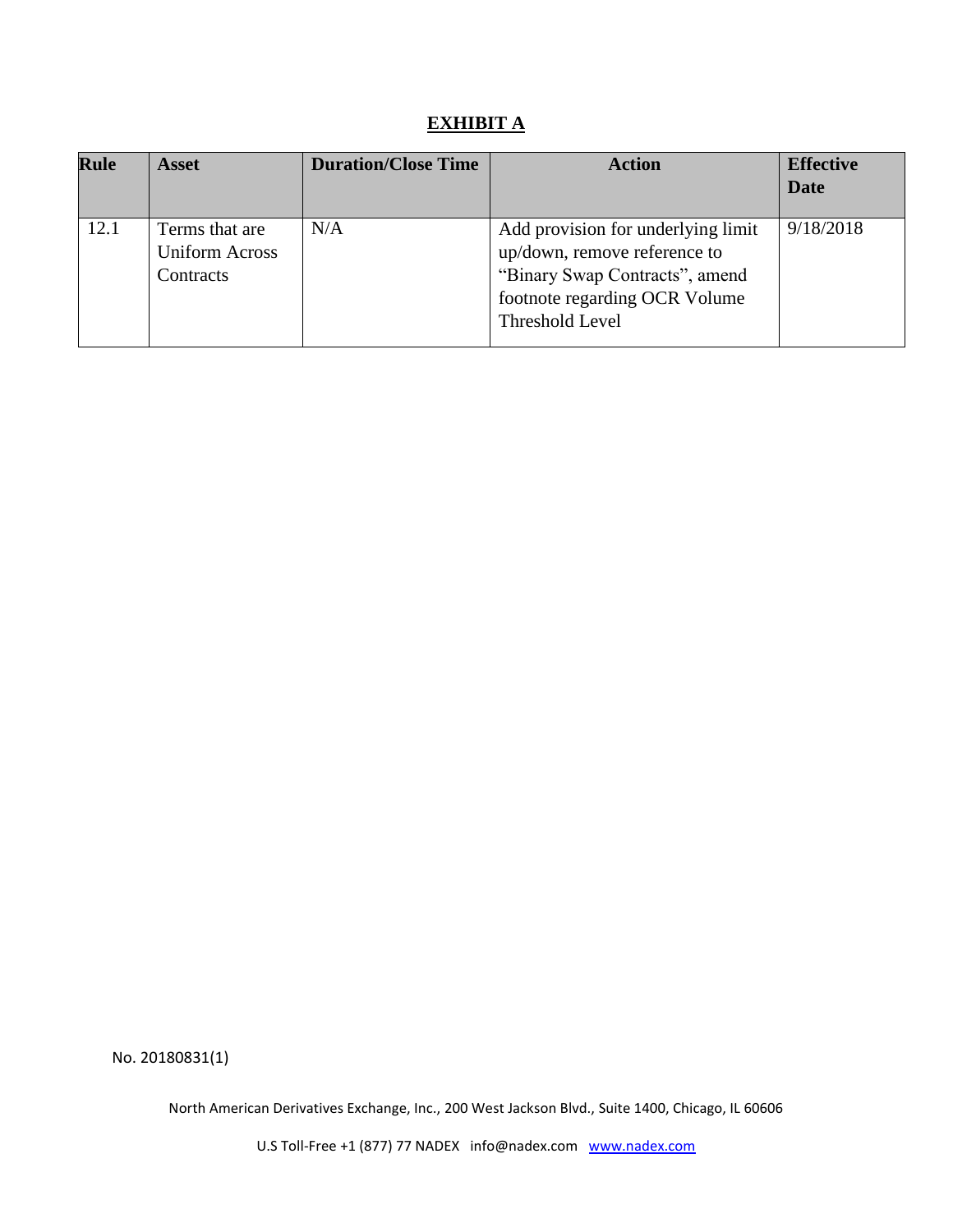# EXHIBIT A

| Rule | Asset | Duration/Close Time | Action | Effective Date |
|---|---|---|---|---|
| 12.1 | Terms that are Uniform Across Contracts | N/A | Add provision for underlying limit up/down, remove reference to "Binary Swap Contracts", amend footnote regarding OCR Volume Threshold Level | 9/18/2018 |

No. 20180831(1)

North American Derivatives Exchange, Inc., 200 West Jackson Blvd., Suite 1400, Chicago, IL 60606

U.S Toll-Free +1 (877) 77 NADEX info@nadex.com www.nadex.com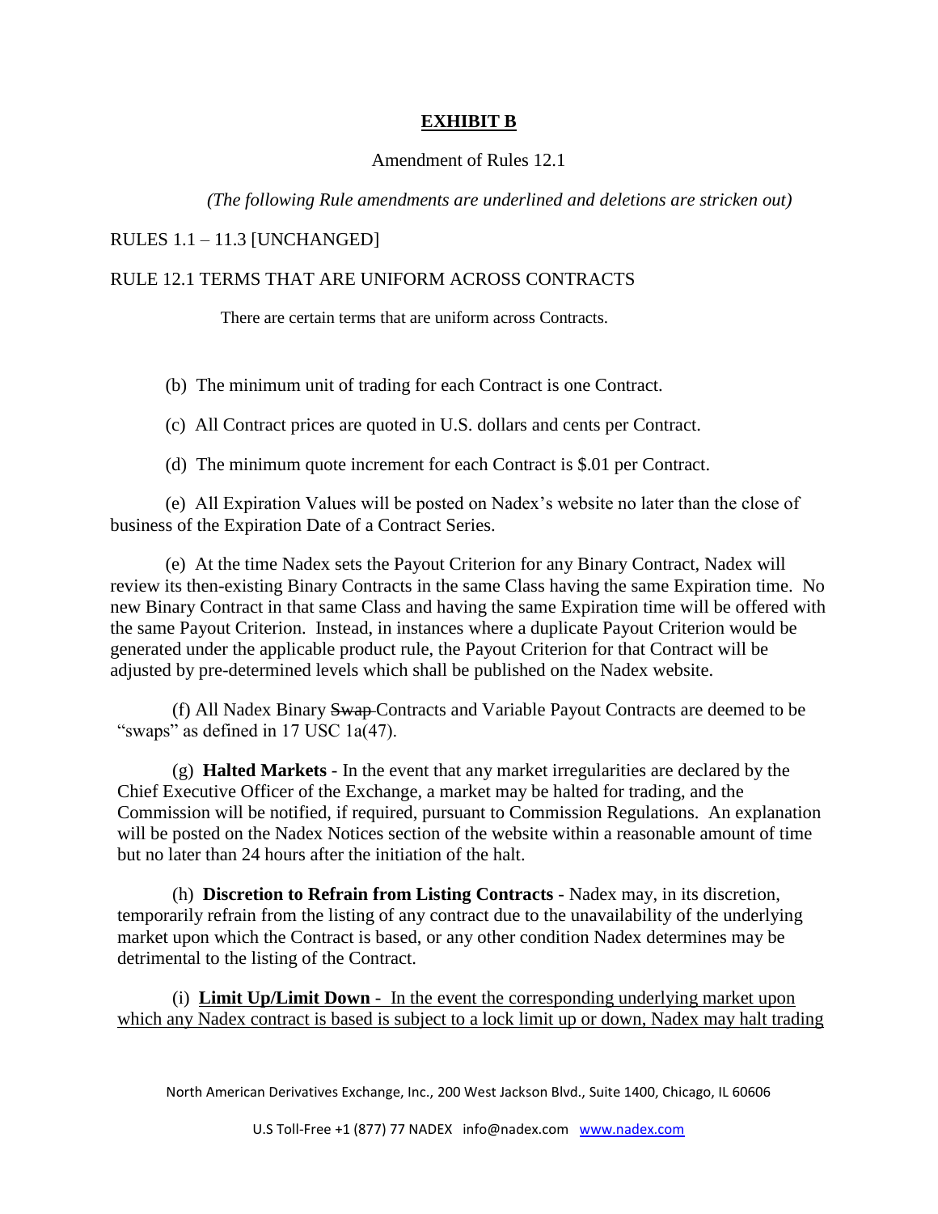**EXHIBIT B**

Amendment of Rules 12.1

*(The following Rule amendments are underlined and deletions are stricken out)*

RULES 1.1 – 11.3 [UNCHANGED]

RULE 12.1 TERMS THAT ARE UNIFORM ACROSS CONTRACTS

There are certain terms that are uniform across Contracts.

(b) The minimum unit of trading for each Contract is one Contract.

(c) All Contract prices are quoted in U.S. dollars and cents per Contract.

(d) The minimum quote increment for each Contract is $.01 per Contract.

(e) All Expiration Values will be posted on Nadex's website no later than the close of business of the Expiration Date of a Contract Series.

(e) At the time Nadex sets the Payout Criterion for any Binary Contract, Nadex will review its then-existing Binary Contracts in the same Class having the same Expiration time. No new Binary Contract in that same Class and having the same Expiration time will be offered with the same Payout Criterion. Instead, in instances where a duplicate Payout Criterion would be generated under the applicable product rule, the Payout Criterion for that Contract will be adjusted by pre-determined levels which shall be published on the Nadex website.

(f) All Nadex Binary ~~Swap~~ Contracts and Variable Payout Contracts are deemed to be "swaps" as defined in 17 USC 1a(47).

(g) **Halted Markets** - In the event that any market irregularities are declared by the Chief Executive Officer of the Exchange, a market may be halted for trading, and the Commission will be notified, if required, pursuant to Commission Regulations. An explanation will be posted on the Nadex Notices section of the website within a reasonable amount of time but no later than 24 hours after the initiation of the halt.

(h) **Discretion to Refrain from Listing Contracts** - Nadex may, in its discretion, temporarily refrain from the listing of any contract due to the unavailability of the underlying market upon which the Contract is based, or any other condition Nadex determines may be detrimental to the listing of the Contract.

(i) <u>**Limit Up/Limit Down** - In the event the corresponding underlying market upon which any Nadex contract is based is subject to a lock limit up or down, Nadex may halt trading</u>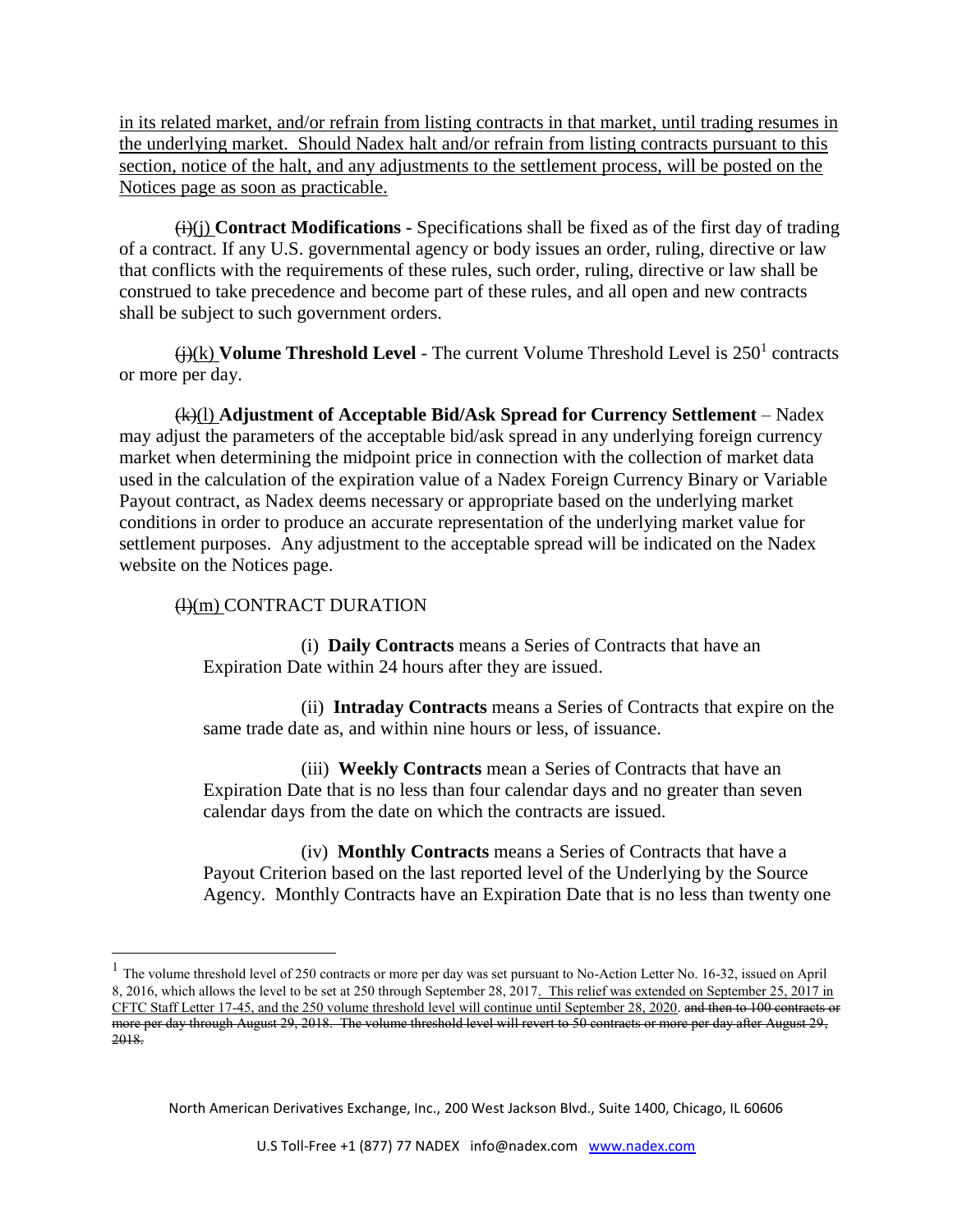in its related market, and/or refrain from listing contracts in that market, until trading resumes in the underlying market. Should Nadex halt and/or refrain from listing contracts pursuant to this section, notice of the halt, and any adjustments to the settlement process, will be posted on the Notices page as soon as practicable.

~~(i)~~(j) **Contract Modifications -** Specifications shall be fixed as of the first day of trading of a contract. If any U.S. governmental agency or body issues an order, ruling, directive or law that conflicts with the requirements of these rules, such order, ruling, directive or law shall be construed to take precedence and become part of these rules, and all open and new contracts shall be subject to such government orders.

~~(j)~~(k) **Volume Threshold Level** - The current Volume Threshold Level is 250[1] contracts or more per day.

~~(k)~~(l) **Adjustment of Acceptable Bid/Ask Spread for Currency Settlement** – Nadex may adjust the parameters of the acceptable bid/ask spread in any underlying foreign currency market when determining the midpoint price in connection with the collection of market data used in the calculation of the expiration value of a Nadex Foreign Currency Binary or Variable Payout contract, as Nadex deems necessary or appropriate based on the underlying market conditions in order to produce an accurate representation of the underlying market value for settlement purposes. Any adjustment to the acceptable spread will be indicated on the Nadex website on the Notices page.

~~(l)~~(m) CONTRACT DURATION

(i) **Daily Contracts** means a Series of Contracts that have an Expiration Date within 24 hours after they are issued.

(ii) **Intraday Contracts** means a Series of Contracts that expire on the same trade date as, and within nine hours or less, of issuance.

(iii) **Weekly Contracts** mean a Series of Contracts that have an Expiration Date that is no less than four calendar days and no greater than seven calendar days from the date on which the contracts are issued.

(iv) **Monthly Contracts** means a Series of Contracts that have a Payout Criterion based on the last reported level of the Underlying by the Source Agency. Monthly Contracts have an Expiration Date that is no less than twenty one

---

[1] The volume threshold level of 250 contracts or more per day was set pursuant to No-Action Letter No. 16-32, issued on April 8, 2016, which allows the level to be set at 250 through September 28, 2017. This relief was extended on September 25, 2017 in CFTC Staff Letter 17-45, and the 250 volume threshold level will continue until September 28, 2020. ~~and then to 100 contracts or more per day through August 29, 2018. The volume threshold level will revert to 50 contracts or more per day after August 29, 2018.~~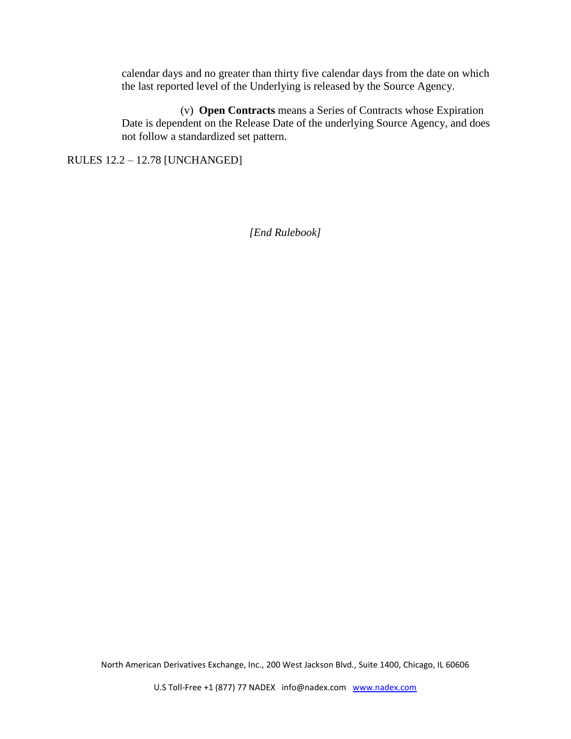calendar days and no greater than thirty five calendar days from the date on which the last reported level of the Underlying is released by the Source Agency.

(v) **Open Contracts** means a Series of Contracts whose Expiration Date is dependent on the Release Date of the underlying Source Agency, and does not follow a standardized set pattern.

RULES 12.2 – 12.78 [UNCHANGED]

*[End Rulebook]*

North American Derivatives Exchange, Inc., 200 West Jackson Blvd., Suite 1400, Chicago, IL 60606

U.S Toll-Free +1 (877) 77 NADEX info@nadex.com www.nadex.com